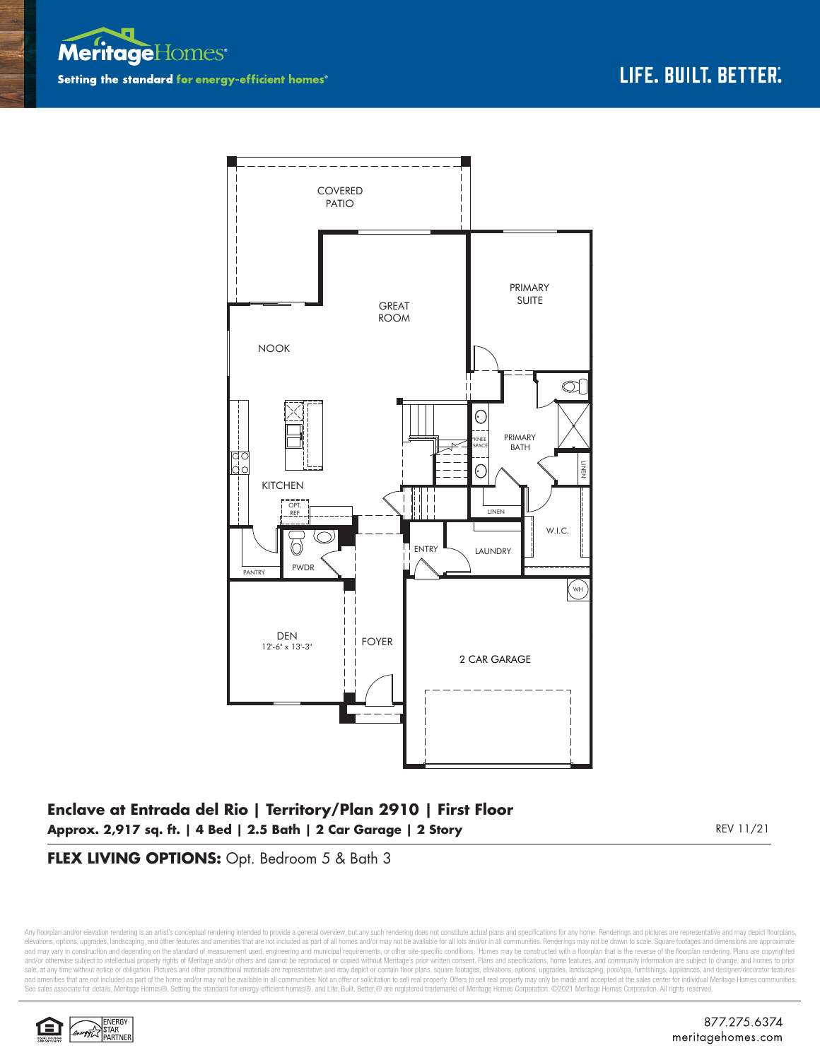Meritage Homes

Setting the standard for energy-efficient homes®

LIFE. BUILT. BETTER.®

COVERED PATIO

GREAT ROOM

PRIMARY SUITE

NOOK

KNEE SPACE

PRIMARY BATH

LINEN

KITCHEN

OPT. REF

LINEN

W.I.C.

ENTRY

LAUNDRY

PANTRY

PWDR

WH

DEN
12'-6" x 13'-3"

FOYER

2 CAR GARAGE

**Enclave at Entrada del Rio | Territory/Plan 2910 | First Floor**

**Approx. 2,917 sq. ft. | 4 Bed | 2.5 Bath | 2 Car Garage | 2 Story**

REV 11/21

**FLEX LIVING OPTIONS:** Opt. Bedroom 5 & Bath 3

Any floorplan and/or elevation rendering is an artist's conceptual rendering intended to provide a general overview, but any such rendering does not constitute actual plans and specifications for any home. Renderings and pictures are representative and may depict floorplans, elevations, options, upgrades, landscaping, and other features and amenities that are not included as part of all homes and/or may not be available for all lots and/or in all communities. Renderings may not be drawn to scale. Square footages and dimensions are approximate and may vary in construction and depending on the standard of measurement used, engineering and municipal requirements, or other site-specific conditions. Homes may be constructed with a floorplan that is the reverse of the floorplan rendering. Plans are copyrighted and/or otherwise subject to intellectual property rights of Meritage and/or others and cannot be reproduced or copied without Meritage's prior written consent. Plans and specifications, home features, and community information are subject to change, and homes to prior sale, at any time without notice or obligation. Pictures and other promotional materials are representative and may depict or contain floor plans, square footages, elevations, options, upgrades, landscaping, pool/spa, furnishings, appliances, and designer/decorator features and amenities that are not included as part of the home and/or may not be available in all communities. Not an offer or solicitation to sell real property. Offers to sell real property may only be made and accepted at the sales center for individual Meritage Homes communities. See sales associate for details. Meritage Homes®, Setting the standard for energy-efficient homes®, and Life. Built. Better.® are registered trademarks of Meritage Homes Corporation. ©2021 Meritage Homes Corporation. All rights reserved.

ENERGY STAR PARTNER

877.275.6374
meritagehomes.com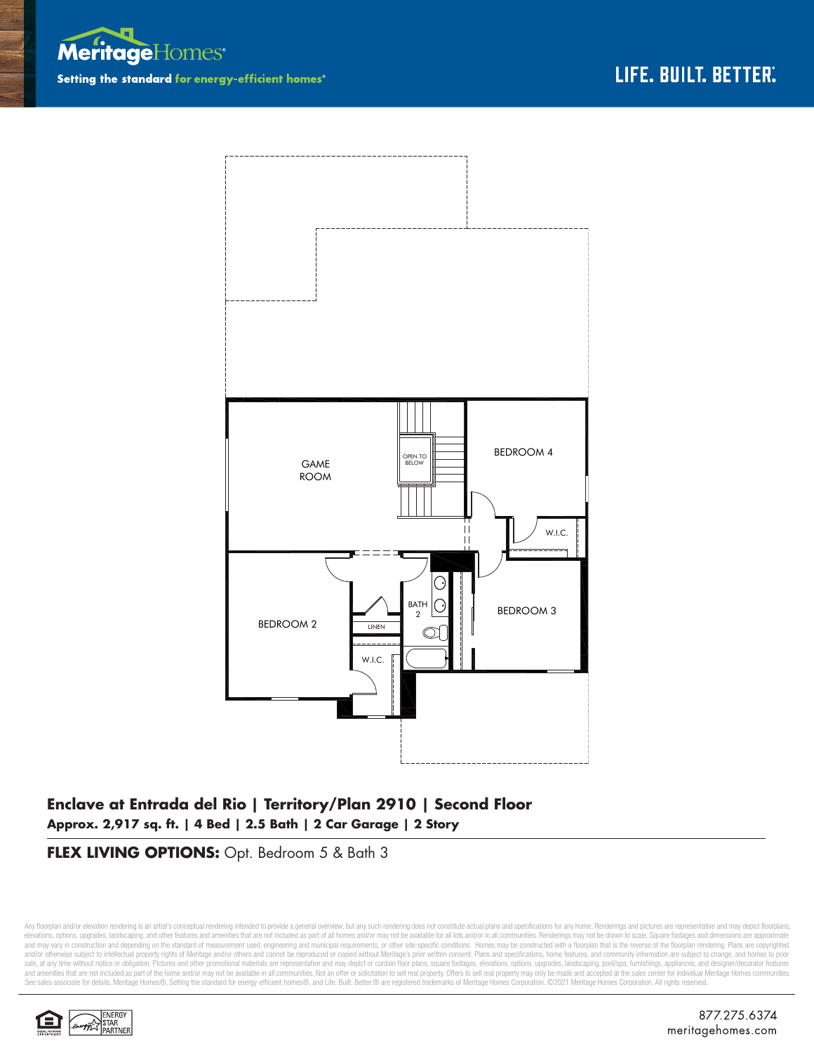Meritage Homes

**Setting the standard for energy-efficient homes®**

LIFE. BUILT. BETTER.®

GAME ROOM

OPEN TO BELOW

BEDROOM 4

W.I.C.

BEDROOM 2

LINEN

BATH 2

BEDROOM 3

W.I.C.

**Enclave at Entrada del Rio | Territory/Plan 2910 | Second Floor**

**Approx. 2,917 sq. ft. | 4 Bed | 2.5 Bath | 2 Car Garage | 2 Story**

**FLEX LIVING OPTIONS:** Opt. Bedroom 5 & Bath 3

Any floorplan and/or elevation rendering is an artist's conceptual rendering intended to provide a general overview, but any such rendering does not constitute actual plans and specifications for any home. Renderings and pictures are representative and may depict floorplans, elevations, options, upgrades, landscaping, and other features and amenities that are not included as part of all homes and/or may not be available for all lots and/or in all communities. Renderings may not be drawn to scale. Square footages and dimensions are approximate and may vary in construction and depending on the standard of measurement used, engineering and municipal requirements, or other site-specific conditions. Homes may be constructed with a floorplan that is the reverse of the floorplan rendering. Plans are copyrighted and/or otherwise subject to intellectual property rights of Meritage and/or others and cannot be reproduced or copied without Meritage's prior written consent. Plans and specifications, home features, and community information are subject to change, and homes to prior sale, at any time without notice or obligation. Pictures and other promotional materials are representative and may depict or contain floor plans, square footages, elevations, options, upgrades, landscaping, pool/spa, furnishings, appliances, and designer/decorator features and amenities that are not included as part of the home and/or may not be available in all communities. Not an offer or solicitation to sell real property. Offers to sell real property may only be made and accepted at the sales center for individual Meritage Homes communities. See sales associate for details. Meritage Homes®, Setting the standard for energy-efficient homes®, and Life. Built. Better.® are registered trademarks of Meritage Homes Corporation. ©2021 Meritage Homes Corporation. All rights reserved.

ENERGY STAR PARTNER

877.275.6374
meritagehomes.com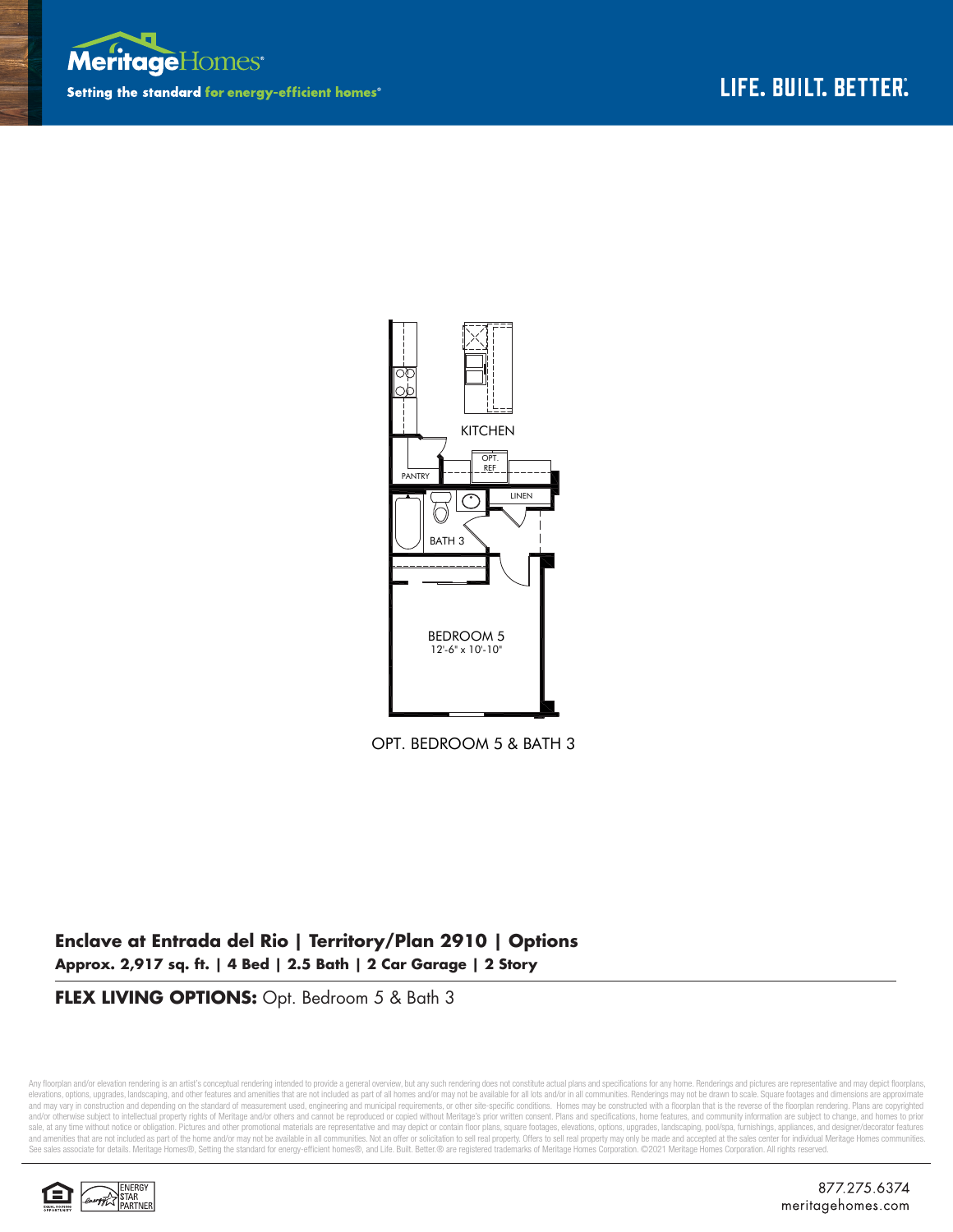Meritage Homes

Setting the standard for energy-efficient homes®

LIFE. BUILT. BETTER.®

KITCHEN

OPT. REF

PANTRY

LINEN

BATH 3

BEDROOM 5
12'-6" x 10'-10"

OPT. BEDROOM 5 & BATH 3

## Enclave at Entrada del Rio | Territory/Plan 2910 | Options

**Approx. 2,917 sq. ft. | 4 Bed | 2.5 Bath | 2 Car Garage | 2 Story**

**FLEX LIVING OPTIONS:** Opt. Bedroom 5 & Bath 3

Any floorplan and/or elevation rendering is an artist's conceptual rendering intended to provide a general overview, but any such rendering does not constitute actual plans and specifications for any home. Renderings and pictures are representative and may depict floorplans, elevations, options, upgrades, landscaping, and other features and amenities that are not included as part of all homes and/or may not be available for all lots and/or in all communities. Renderings may not be drawn to scale. Square footages and dimensions are approximate and may vary in construction and depending on the standard of measurement used, engineering and municipal requirements, or other site-specific conditions. Homes may be constructed with a floorplan that is the reverse of the floorplan rendering. Plans are copyrighted and/or otherwise subject to intellectual property rights of Meritage and/or others and cannot be reproduced or copied without Meritage's prior written consent. Plans and specifications, home features, and community information are subject to change, and homes to prior sale, at any time without notice or obligation. Pictures and other promotional materials are representative and may depict or contain floor plans, square footages, elevations, options, upgrades, landscaping, pool/spa, furnishings, appliances, and designer/decorator features and amenities that are not included as part of the home and/or may not be available in all communities. Not an offer or solicitation to sell real property. Offers to sell real property may only be made and accepted at the sales center for individual Meritage Homes communities. See sales associate for details. Meritage Homes®, Setting the standard for energy-efficient homes®, and Life. Built. Better.® are registered trademarks of Meritage Homes Corporation. ©2021 Meritage Homes Corporation. All rights reserved.

ENERGY STAR PARTNER

877.275.6374
meritagehomes.com